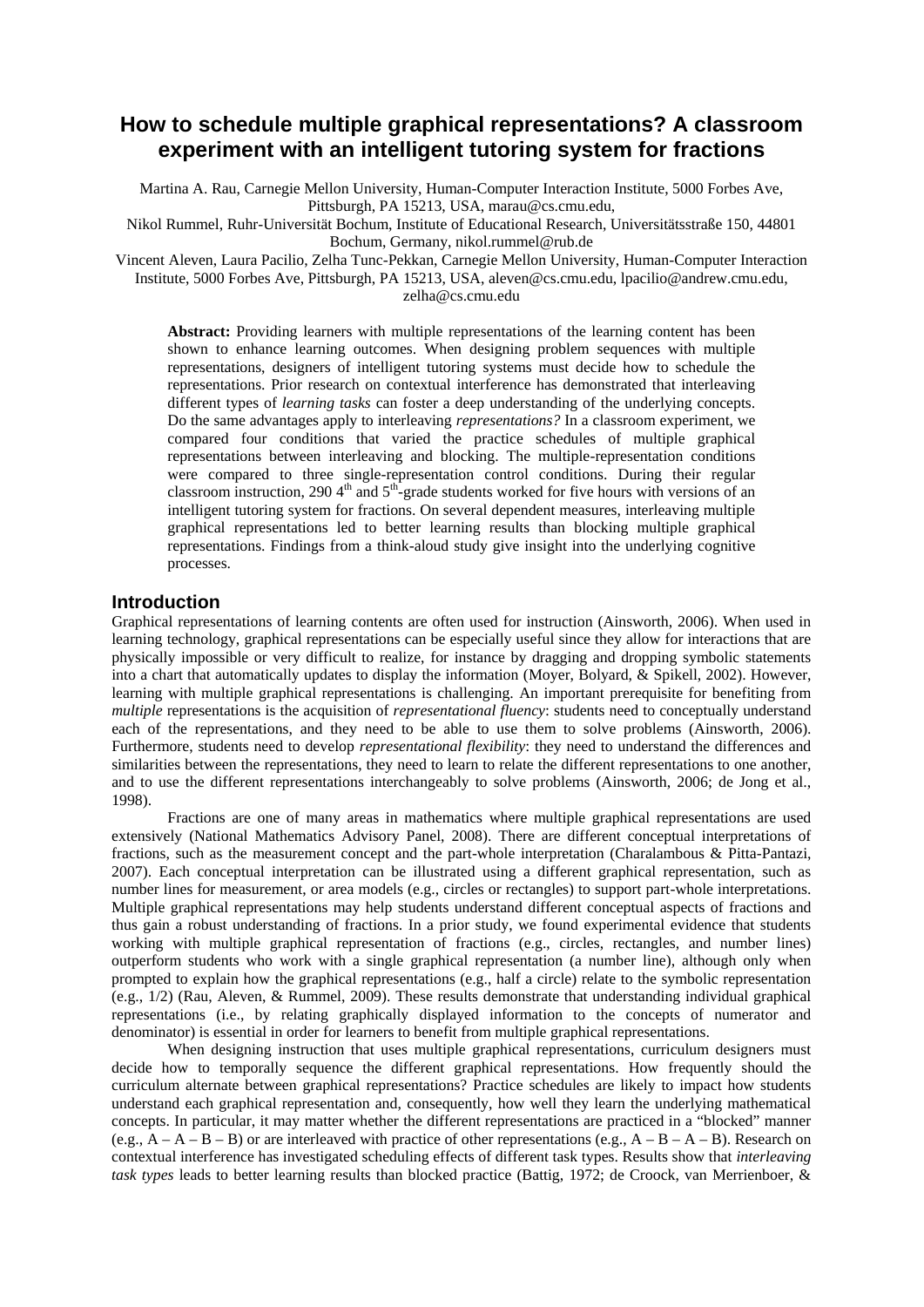# How to schedule multiple graphical representations? A classroom experiment with an intelligent tutoring system for fractions

Martina A. Rau, Carnegie Mellon University, Human-Computer Interaction Institute, 5000 Forbes Ave, Pittsburgh, PA 15213, USA, marau@cs.cmu.edu,

Nikol Rummel, Ruhr-Universität Bochum, Institute of Educational Research, Universitätsstraße 150, 44801 Bochum, Germany, nikol.rummel@rub.de

Vincent Aleven, Laura Pacilio, Zelha Tunc-Pekkan, Carnegie Mellon University, Human-Computer Interaction Institute, 5000 Forbes Ave, Pittsburgh, PA 15213, USA, aleven@cs.cmu.edu, lpacilio@andrew.cmu.edu, zelha@cs.cmu.edu

**Abstract:** Providing learners with multiple representations of the learning content has been shown to enhance learning outcomes. When designing problem sequences with multiple representations, designers of intelligent tutoring systems must decide how to schedule the representations. Prior research on contextual interference has demonstrated that interleaving different types of *learning tasks* can foster a deep understanding of the underlying concepts. Do the same advantages apply to interleaving *representations?* In a classroom experiment, we compared four conditions that varied the practice schedules of multiple graphical representations between interleaving and blocking. The multiple-representation conditions were compared to three single-representation control conditions. During their regular classroom instruction, 290 4th and 5th-grade students worked for five hours with versions of an intelligent tutoring system for fractions. On several dependent measures, interleaving multiple graphical representations led to better learning results than blocking multiple graphical representations. Findings from a think-aloud study give insight into the underlying cognitive processes.

## Introduction

Graphical representations of learning contents are often used for instruction (Ainsworth, 2006). When used in learning technology, graphical representations can be especially useful since they allow for interactions that are physically impossible or very difficult to realize, for instance by dragging and dropping symbolic statements into a chart that automatically updates to display the information (Moyer, Bolyard, & Spikell, 2002). However, learning with multiple graphical representations is challenging. An important prerequisite for benefiting from *multiple* representations is the acquisition of *representational fluency*: students need to conceptually understand each of the representations, and they need to be able to use them to solve problems (Ainsworth, 2006). Furthermore, students need to develop *representational flexibility*: they need to understand the differences and similarities between the representations, they need to learn to relate the different representations to one another, and to use the different representations interchangeably to solve problems (Ainsworth, 2006; de Jong et al., 1998).

Fractions are one of many areas in mathematics where multiple graphical representations are used extensively (National Mathematics Advisory Panel, 2008). There are different conceptual interpretations of fractions, such as the measurement concept and the part-whole interpretation (Charalambous & Pitta-Pantazi, 2007). Each conceptual interpretation can be illustrated using a different graphical representation, such as number lines for measurement, or area models (e.g., circles or rectangles) to support part-whole interpretations. Multiple graphical representations may help students understand different conceptual aspects of fractions and thus gain a robust understanding of fractions. In a prior study, we found experimental evidence that students working with multiple graphical representation of fractions (e.g., circles, rectangles, and number lines) outperform students who work with a single graphical representation (a number line), although only when prompted to explain how the graphical representations (e.g., half a circle) relate to the symbolic representation (e.g., 1/2) (Rau, Aleven, & Rummel, 2009). These results demonstrate that understanding individual graphical representations (i.e., by relating graphically displayed information to the concepts of numerator and denominator) is essential in order for learners to benefit from multiple graphical representations.

When designing instruction that uses multiple graphical representations, curriculum designers must decide how to temporally sequence the different graphical representations. How frequently should the curriculum alternate between graphical representations? Practice schedules are likely to impact how students understand each graphical representation and, consequently, how well they learn the underlying mathematical concepts. In particular, it may matter whether the different representations are practiced in a "blocked" manner (e.g., A – A – B – B) or are interleaved with practice of other representations (e.g., A – B – A – B). Research on contextual interference has investigated scheduling effects of different task types. Results show that *interleaving task types* leads to better learning results than blocked practice (Battig, 1972; de Croock, van Merrienboer, &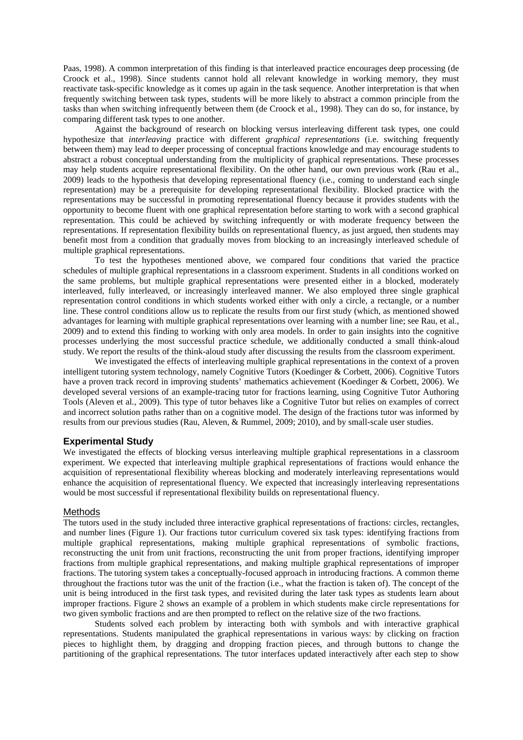Paas, 1998). A common interpretation of this finding is that interleaved practice encourages deep processing (de Croock et al., 1998). Since students cannot hold all relevant knowledge in working memory, they must reactivate task-specific knowledge as it comes up again in the task sequence. Another interpretation is that when frequently switching between task types, students will be more likely to abstract a common principle from the tasks than when switching infrequently between them (de Croock et al., 1998). They can do so, for instance, by comparing different task types to one another.

Against the background of research on blocking versus interleaving different task types, one could hypothesize that *interleaving* practice with different *graphical representations* (i.e. switching frequently between them) may lead to deeper processing of conceptual fractions knowledge and may encourage students to abstract a robust conceptual understanding from the multiplicity of graphical representations. These processes may help students acquire representational flexibility. On the other hand, our own previous work (Rau et al., 2009) leads to the hypothesis that developing representational fluency (i.e., coming to understand each single representation) may be a prerequisite for developing representational flexibility. Blocked practice with the representations may be successful in promoting representational fluency because it provides students with the opportunity to become fluent with one graphical representation before starting to work with a second graphical representation. This could be achieved by switching infrequently or with moderate frequency between the representations. If representation flexibility builds on representational fluency, as just argued, then students may benefit most from a condition that gradually moves from blocking to an increasingly interleaved schedule of multiple graphical representations.

To test the hypotheses mentioned above, we compared four conditions that varied the practice schedules of multiple graphical representations in a classroom experiment. Students in all conditions worked on the same problems, but multiple graphical representations were presented either in a blocked, moderately interleaved, fully interleaved, or increasingly interleaved manner. We also employed three single graphical representation control conditions in which students worked either with only a circle, a rectangle, or a number line. These control conditions allow us to replicate the results from our first study (which, as mentioned showed advantages for learning with multiple graphical representations over learning with a number line; see Rau, et al., 2009) and to extend this finding to working with only area models. In order to gain insights into the cognitive processes underlying the most successful practice schedule, we additionally conducted a small think-aloud study. We report the results of the think-aloud study after discussing the results from the classroom experiment.

We investigated the effects of interleaving multiple graphical representations in the context of a proven intelligent tutoring system technology, namely Cognitive Tutors (Koedinger & Corbett, 2006). Cognitive Tutors have a proven track record in improving students' mathematics achievement (Koedinger & Corbett, 2006). We developed several versions of an example-tracing tutor for fractions learning, using Cognitive Tutor Authoring Tools (Aleven et al., 2009). This type of tutor behaves like a Cognitive Tutor but relies on examples of correct and incorrect solution paths rather than on a cognitive model. The design of the fractions tutor was informed by results from our previous studies (Rau, Aleven, & Rummel, 2009; 2010), and by small-scale user studies.

## Experimental Study

We investigated the effects of blocking versus interleaving multiple graphical representations in a classroom experiment. We expected that interleaving multiple graphical representations of fractions would enhance the acquisition of representational flexibility whereas blocking and moderately interleaving representations would enhance the acquisition of representational fluency. We expected that increasingly interleaving representations would be most successful if representational flexibility builds on representational fluency.

### Methods

The tutors used in the study included three interactive graphical representations of fractions: circles, rectangles, and number lines (Figure 1). Our fractions tutor curriculum covered six task types: identifying fractions from multiple graphical representations, making multiple graphical representations of symbolic fractions, reconstructing the unit from unit fractions, reconstructing the unit from proper fractions, identifying improper fractions from multiple graphical representations, and making multiple graphical representations of improper fractions. The tutoring system takes a conceptually-focused approach in introducing fractions. A common theme throughout the fractions tutor was the unit of the fraction (i.e., what the fraction is taken of). The concept of the unit is being introduced in the first task types, and revisited during the later task types as students learn about improper fractions. Figure 2 shows an example of a problem in which students make circle representations for two given symbolic fractions and are then prompted to reflect on the relative size of the two fractions.

Students solved each problem by interacting both with symbols and with interactive graphical representations. Students manipulated the graphical representations in various ways: by clicking on fraction pieces to highlight them, by dragging and dropping fraction pieces, and through buttons to change the partitioning of the graphical representations. The tutor interfaces updated interactively after each step to show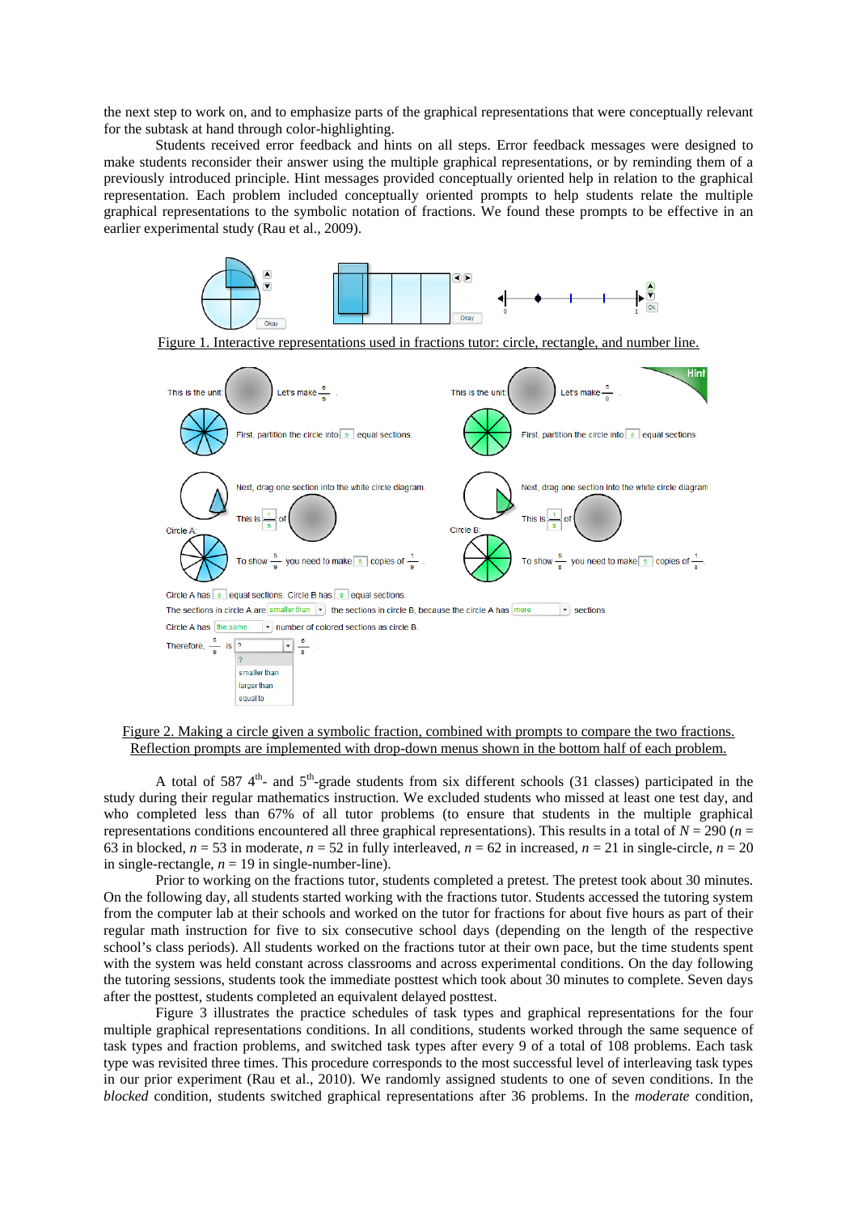the next step to work on, and to emphasize parts of the graphical representations that were conceptually relevant for the subtask at hand through color-highlighting.

Students received error feedback and hints on all steps. Error feedback messages were designed to make students reconsider their answer using the multiple graphical representations, or by reminding them of a previously introduced principle. Hint messages provided conceptually oriented help in relation to the graphical representation. Each problem included conceptually oriented prompts to help students relate the multiple graphical representations to the symbolic notation of fractions. We found these prompts to be effective in an earlier experimental study (Rau et al., 2009).

Figure 1. Interactive representations used in fractions tutor: circle, rectangle, and number line.

Figure 2. Making a circle given a symbolic fraction, combined with prompts to compare the two fractions. Reflection prompts are implemented with drop-down menus shown in the bottom half of each problem.

A total of 587 4th- and 5th-grade students from six different schools (31 classes) participated in the study during their regular mathematics instruction. We excluded students who missed at least one test day, and who completed less than 67% of all tutor problems (to ensure that students in the multiple graphical representations conditions encountered all three graphical representations). This results in a total of $N$ = 290 ($n$ = 63 in blocked, $n$ = 53 in moderate, $n$ = 52 in fully interleaved, $n$ = 62 in increased, $n$ = 21 in single-circle, $n$ = 20 in single-rectangle, $n$ = 19 in single-number-line).

Prior to working on the fractions tutor, students completed a pretest. The pretest took about 30 minutes. On the following day, all students started working with the fractions tutor. Students accessed the tutoring system from the computer lab at their schools and worked on the tutor for fractions for about five hours as part of their regular math instruction for five to six consecutive school days (depending on the length of the respective school's class periods). All students worked on the fractions tutor at their own pace, but the time students spent with the system was held constant across classrooms and across experimental conditions. On the day following the tutoring sessions, students took the immediate posttest which took about 30 minutes to complete. Seven days after the posttest, students completed an equivalent delayed posttest.

Figure 3 illustrates the practice schedules of task types and graphical representations for the four multiple graphical representations conditions. In all conditions, students worked through the same sequence of task types and fraction problems, and switched task types after every 9 of a total of 108 problems. Each task type was revisited three times. This procedure corresponds to the most successful level of interleaving task types in our prior experiment (Rau et al., 2010). We randomly assigned students to one of seven conditions. In the *blocked* condition, students switched graphical representations after 36 problems. In the *moderate* condition,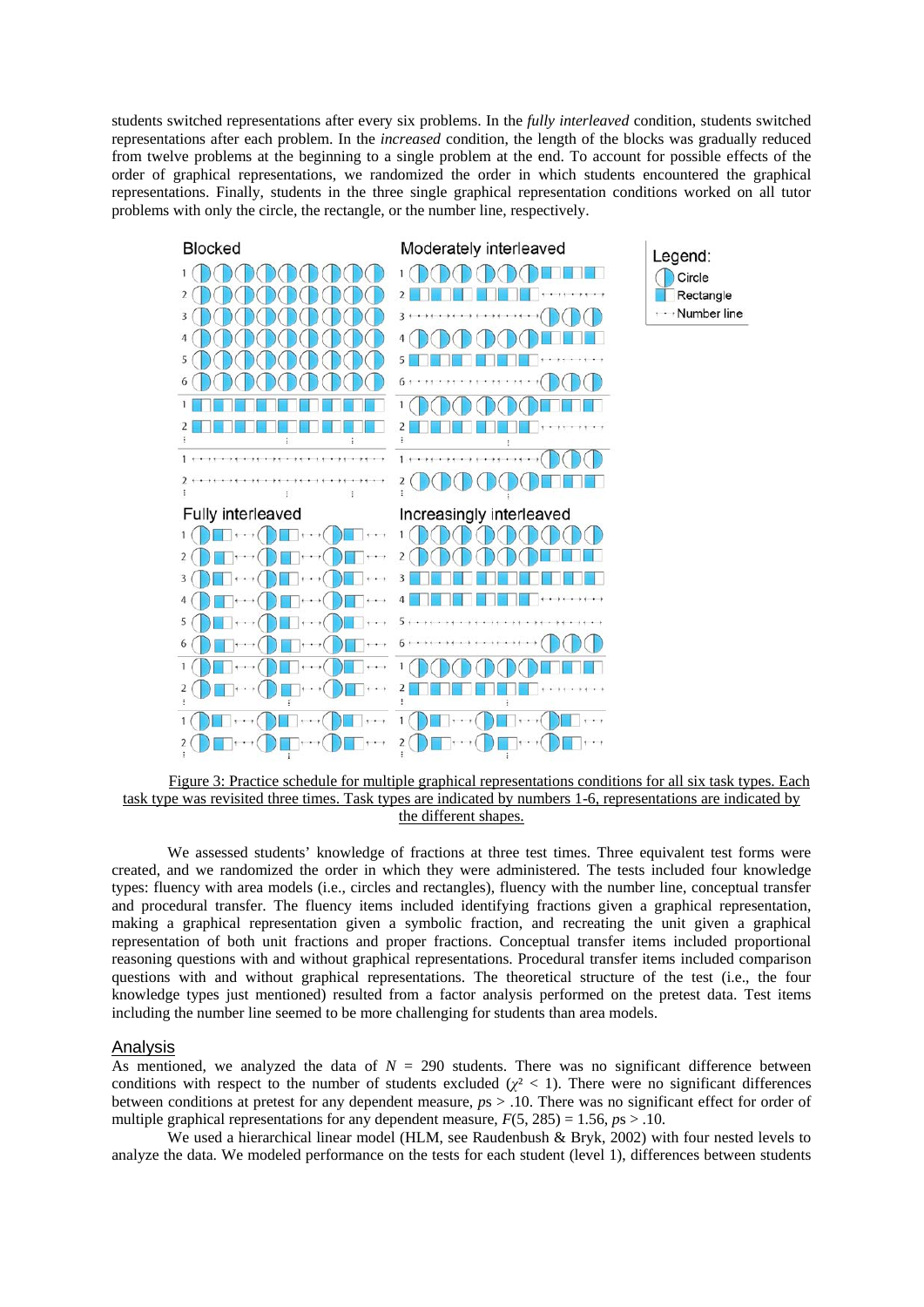students switched representations after every six problems. In the *fully interleaved* condition, students switched representations after each problem. In the *increased* condition, the length of the blocks was gradually reduced from twelve problems at the beginning to a single problem at the end. To account for possible effects of the order of graphical representations, we randomized the order in which students encountered the graphical representations. Finally, students in the three single graphical representation conditions worked on all tutor problems with only the circle, the rectangle, or the number line, respectively.

Figure 3: Practice schedule for multiple graphical representations conditions for all six task types. Each task type was revisited three times. Task types are indicated by numbers 1-6, representations are indicated by the different shapes.

We assessed students' knowledge of fractions at three test times. Three equivalent test forms were created, and we randomized the order in which they were administered. The tests included four knowledge types: fluency with area models (i.e., circles and rectangles), fluency with the number line, conceptual transfer and procedural transfer. The fluency items included identifying fractions given a graphical representation, making a graphical representation given a symbolic fraction, and recreating the unit given a graphical representation of both unit fractions and proper fractions. Conceptual transfer items included proportional reasoning questions with and without graphical representations. Procedural transfer items included comparison questions with and without graphical representations. The theoretical structure of the test (i.e., the four knowledge types just mentioned) resulted from a factor analysis performed on the pretest data. Test items including the number line seemed to be more challenging for students than area models.

## Analysis

As mentioned, we analyzed the data of $N$ = 290 students. There was no significant difference between conditions with respect to the number of students excluded ($\chi^2 < 1$). There were no significant differences between conditions at pretest for any dependent measure, $ps > .10$. There was no significant effect for order of multiple graphical representations for any dependent measure, $F(5, 285) = 1.56$, $ps > .10$.

We used a hierarchical linear model (HLM, see Raudenbush & Bryk, 2002) with four nested levels to analyze the data. We modeled performance on the tests for each student (level 1), differences between students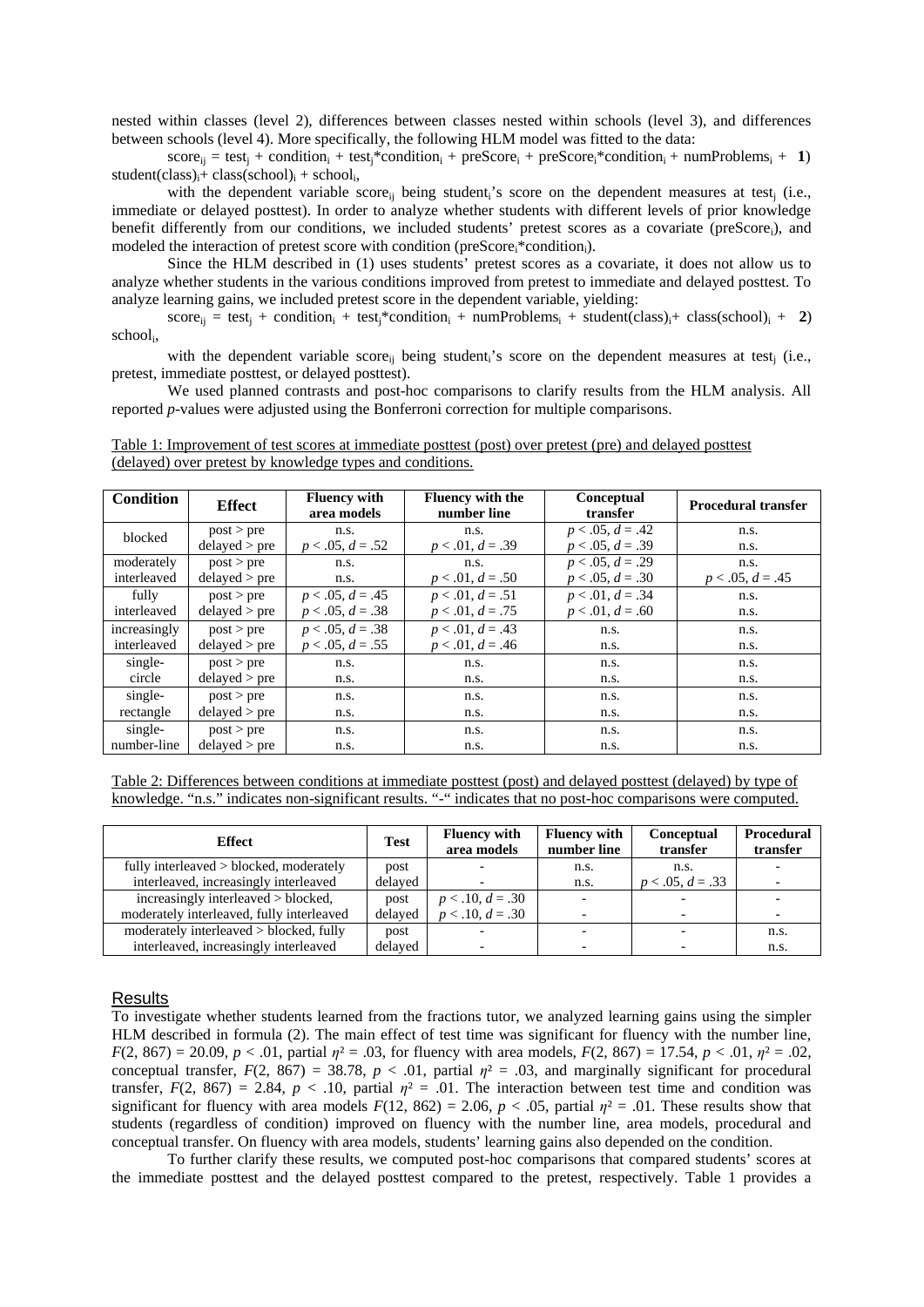nested within classes (level 2), differences between classes nested within schools (level 3), and differences between schools (level 4). More specifically, the following HLM model was fitted to the data:

$$score_{ij} = test_j + condition_i + test_j{*}condition_i + preScore_i + preScore_i{*}condition_i + numProblems_i + student(class)_i + class(school)_i + school_i, \quad (1)$$

with the dependent variable $score_{ij}$ being $student_i$'s score on the dependent measures at $test_j$ (i.e., immediate or delayed posttest). In order to analyze whether students with different levels of prior knowledge benefit differently from our conditions, we included students' pretest scores as a covariate ($preScore_i$), and modeled the interaction of pretest score with condition ($preScore_i{*}condition_i$).

Since the HLM described in (1) uses students' pretest scores as a covariate, it does not allow us to analyze whether students in the various conditions improved from pretest to immediate and delayed posttest. To analyze learning gains, we included pretest score in the dependent variable, yielding:

$$score_{ij} = test_j + condition_i + test_j{*}condition_i + numProblems_i + student(class)_i + class(school)_i + school_i, \quad (2)$$

with the dependent variable $score_{ij}$ being $student_i$'s score on the dependent measures at $test_j$ (i.e., pretest, immediate posttest, or delayed posttest).

We used planned contrasts and post-hoc comparisons to clarify results from the HLM analysis. All reported *p*-values were adjusted using the Bonferroni correction for multiple comparisons.

Table 1: Improvement of test scores at immediate posttest (post) over pretest (pre) and delayed posttest (delayed) over pretest by knowledge types and conditions.

| Condition | Effect | Fluency with area models | Fluency with the number line | Conceptual transfer | Procedural transfer |
|---|---|---|---|---|---|
| blocked | post > pre | n.s. | n.s. | $p < .05$, $d = .42$ | n.s. |
| | delayed > pre | $p < .05$, $d = .52$ | $p < .01$, $d = .39$ | $p < .05$, $d = .39$ | n.s. |
| moderately interleaved | post > pre | n.s. | n.s. | $p < .05$, $d = .29$ | n.s. |
| | delayed > pre | n.s. | $p < .01$, $d = .50$ | $p < .05$, $d = .30$ | $p < .05$, $d = .45$ |
| fully interleaved | post > pre | $p < .05$, $d = .45$ | $p < .01$, $d = .51$ | $p < .01$, $d = .34$ | n.s. |
| | delayed > pre | $p < .05$, $d = .38$ | $p < .01$, $d = .75$ | $p < .01$, $d = .60$ | n.s. |
| increasingly interleaved | post > pre | $p < .05$, $d = .38$ | $p < .01$, $d = .43$ | n.s. | n.s. |
| | delayed > pre | $p < .05$, $d = .55$ | $p < .01$, $d = .46$ | n.s. | n.s. |
| single-circle | post > pre | n.s. | n.s. | n.s. | n.s. |
| | delayed > pre | n.s. | n.s. | n.s. | n.s. |
| single-rectangle | post > pre | n.s. | n.s. | n.s. | n.s. |
| | delayed > pre | n.s. | n.s. | n.s. | n.s. |
| single-number-line | post > pre | n.s. | n.s. | n.s. | n.s. |
| | delayed > pre | n.s. | n.s. | n.s. | n.s. |

Table 2: Differences between conditions at immediate posttest (post) and delayed posttest (delayed) by type of knowledge. "n.s." indicates non-significant results. "-" indicates that no post-hoc comparisons were computed.

| Effect | Test | Fluency with area models | Fluency with number line | Conceptual transfer | Procedural transfer |
|---|---|---|---|---|---|
| fully interleaved > blocked, moderately interleaved, increasingly interleaved | post | - | n.s. | n.s. | - |
| | delayed | - | n.s. | $p < .05$, $d = .33$ | - |
| increasingly interleaved > blocked, moderately interleaved, fully interleaved | post | $p < .10$, $d = .30$ | - | - | - |
| | delayed | $p < .10$, $d = .30$ | - | - | - |
| moderately interleaved > blocked, fully interleaved, increasingly interleaved | post | - | - | - | n.s. |
| | delayed | - | - | - | n.s. |

## Results

To investigate whether students learned from the fractions tutor, we analyzed learning gains using the simpler HLM described in formula (2). The main effect of test time was significant for fluency with the number line, $F(2, 867) = 20.09$, $p < .01$, partial $\eta^2 = .03$, for fluency with area models, $F(2, 867) = 17.54$, $p < .01$, $\eta^2 = .02$, conceptual transfer, $F(2, 867) = 38.78$, $p < .01$, partial $\eta^2 = .03$, and marginally significant for procedural transfer, $F(2, 867) = 2.84$, $p < .10$, partial $\eta^2 = .01$. The interaction between test time and condition was significant for fluency with area models $F(12, 862) = 2.06$, $p < .05$, partial $\eta^2 = .01$. These results show that students (regardless of condition) improved on fluency with the number line, area models, procedural and conceptual transfer. On fluency with area models, students' learning gains also depended on the condition.

To further clarify these results, we computed post-hoc comparisons that compared students' scores at the immediate posttest and the delayed posttest compared to the pretest, respectively. Table 1 provides a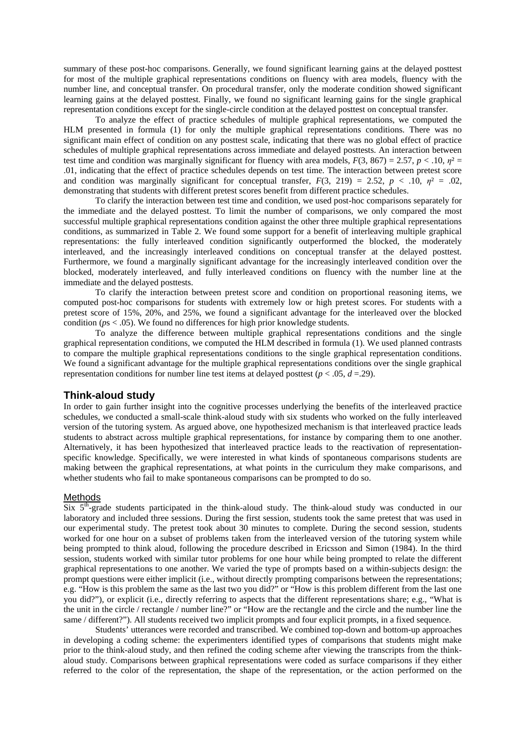summary of these post-hoc comparisons. Generally, we found significant learning gains at the delayed posttest for most of the multiple graphical representations conditions on fluency with area models, fluency with the number line, and conceptual transfer. On procedural transfer, only the moderate condition showed significant learning gains at the delayed posttest. Finally, we found no significant learning gains for the single graphical representation conditions except for the single-circle condition at the delayed posttest on conceptual transfer.

To analyze the effect of practice schedules of multiple graphical representations, we computed the HLM presented in formula (1) for only the multiple graphical representations conditions. There was no significant main effect of condition on any posttest scale, indicating that there was no global effect of practice schedules of multiple graphical representations across immediate and delayed posttests. An interaction between test time and condition was marginally significant for fluency with area models, $F(3, 867) = 2.57$, $p < .10$, $\eta^2 = .01$, indicating that the effect of practice schedules depends on test time. The interaction between pretest score and condition was marginally significant for conceptual transfer, $F(3, 219) = 2.52$, $p < .10$, $\eta^2 = .02$, demonstrating that students with different pretest scores benefit from different practice schedules.

To clarify the interaction between test time and condition, we used post-hoc comparisons separately for the immediate and the delayed posttest. To limit the number of comparisons, we only compared the most successful multiple graphical representations condition against the other three multiple graphical representations conditions, as summarized in Table 2. We found some support for a benefit of interleaving multiple graphical representations: the fully interleaved condition significantly outperformed the blocked, the moderately interleaved, and the increasingly interleaved conditions on conceptual transfer at the delayed posttest. Furthermore, we found a marginally significant advantage for the increasingly interleaved condition over the blocked, moderately interleaved, and fully interleaved conditions on fluency with the number line at the immediate and the delayed posttests.

To clarify the interaction between pretest score and condition on proportional reasoning items, we computed post-hoc comparisons for students with extremely low or high pretest scores. For students with a pretest score of 15%, 20%, and 25%, we found a significant advantage for the interleaved over the blocked condition ($p$s $< .05$). We found no differences for high prior knowledge students.

To analyze the difference between multiple graphical representations conditions and the single graphical representation conditions, we computed the HLM described in formula (1). We used planned contrasts to compare the multiple graphical representations conditions to the single graphical representation conditions. We found a significant advantage for the multiple graphical representations conditions over the single graphical representation conditions for number line test items at delayed posttest ($p < .05$, $d = .29$).

## Think-aloud study

In order to gain further insight into the cognitive processes underlying the benefits of the interleaved practice schedules, we conducted a small-scale think-aloud study with six students who worked on the fully interleaved version of the tutoring system. As argued above, one hypothesized mechanism is that interleaved practice leads students to abstract across multiple graphical representations, for instance by comparing them to one another. Alternatively, it has been hypothesized that interleaved practice leads to the reactivation of representation-specific knowledge. Specifically, we were interested in what kinds of spontaneous comparisons students are making between the graphical representations, at what points in the curriculum they make comparisons, and whether students who fail to make spontaneous comparisons can be prompted to do so.

### Methods

Six 5th-grade students participated in the think-aloud study. The think-aloud study was conducted in our laboratory and included three sessions. During the first session, students took the same pretest that was used in our experimental study. The pretest took about 30 minutes to complete. During the second session, students worked for one hour on a subset of problems taken from the interleaved version of the tutoring system while being prompted to think aloud, following the procedure described in Ericsson and Simon (1984). In the third session, students worked with similar tutor problems for one hour while being prompted to relate the different graphical representations to one another. We varied the type of prompts based on a within-subjects design: the prompt questions were either implicit (i.e., without directly prompting comparisons between the representations; e.g. "How is this problem the same as the last two you did?" or "How is this problem different from the last one you did?"), or explicit (i.e., directly referring to aspects that the different representations share; e.g., "What is the unit in the circle / rectangle / number line?" or "How are the rectangle and the circle and the number line the same / different?"). All students received two implicit prompts and four explicit prompts, in a fixed sequence.

Students' utterances were recorded and transcribed. We combined top-down and bottom-up approaches in developing a coding scheme: the experimenters identified types of comparisons that students might make prior to the think-aloud study, and then refined the coding scheme after viewing the transcripts from the think-aloud study. Comparisons between graphical representations were coded as surface comparisons if they either referred to the color of the representation, the shape of the representation, or the action performed on the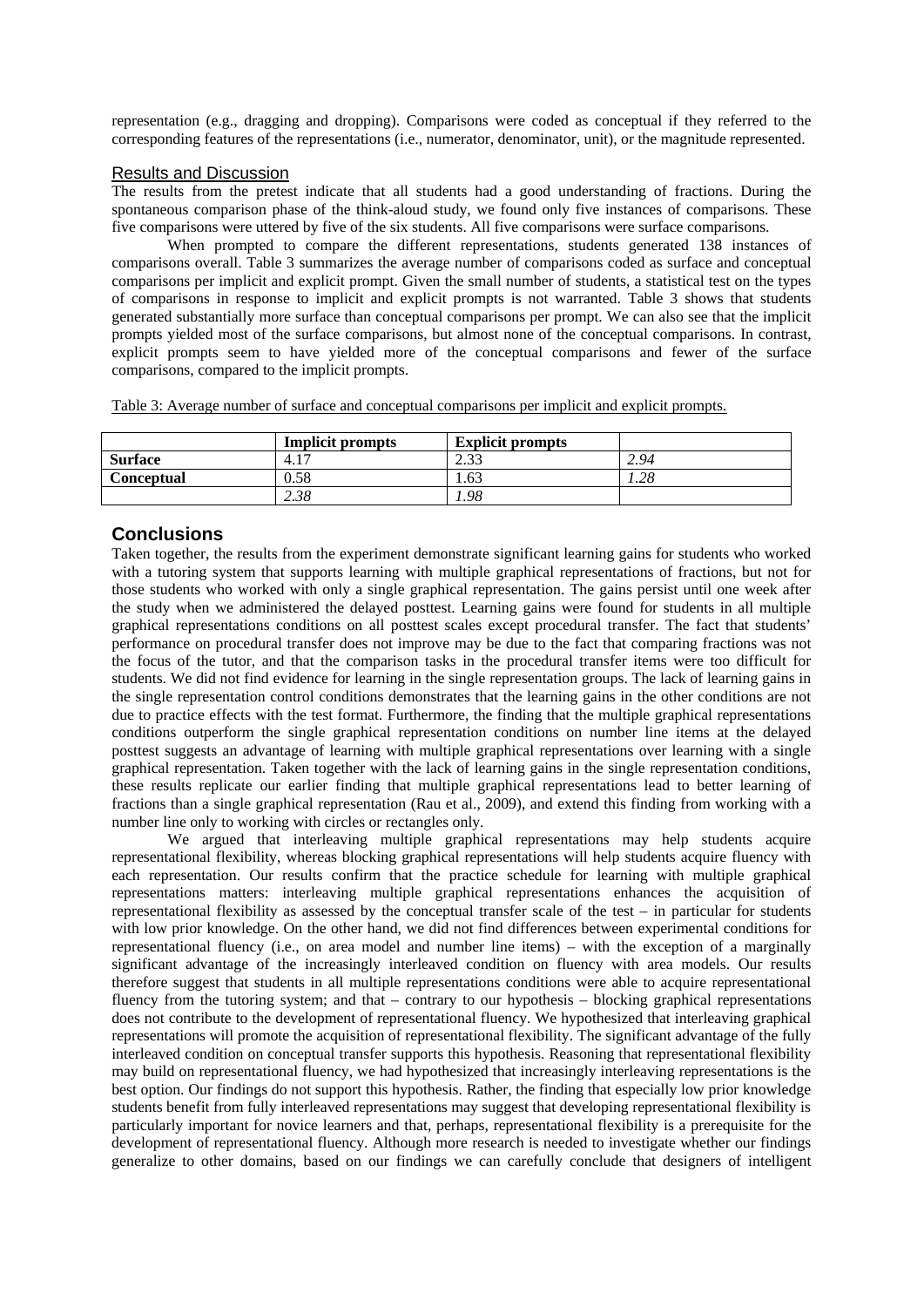representation (e.g., dragging and dropping). Comparisons were coded as conceptual if they referred to the corresponding features of the representations (i.e., numerator, denominator, unit), or the magnitude represented.

### Results and Discussion

The results from the pretest indicate that all students had a good understanding of fractions. During the spontaneous comparison phase of the think-aloud study, we found only five instances of comparisons. These five comparisons were uttered by five of the six students. All five comparisons were surface comparisons.

When prompted to compare the different representations, students generated 138 instances of comparisons overall. Table 3 summarizes the average number of comparisons coded as surface and conceptual comparisons per implicit and explicit prompt. Given the small number of students, a statistical test on the types of comparisons in response to implicit and explicit prompts is not warranted. Table 3 shows that students generated substantially more surface than conceptual comparisons per prompt. We can also see that the implicit prompts yielded most of the surface comparisons, but almost none of the conceptual comparisons. In contrast, explicit prompts seem to have yielded more of the conceptual comparisons and fewer of the surface comparisons, compared to the implicit prompts.

Table 3: Average number of surface and conceptual comparisons per implicit and explicit prompts.

| | **Implicit prompts** | **Explicit prompts** | |
|---|---|---|---|
| **Surface** | 4.17 | 2.33 | *2.94* |
| **Conceptual** | 0.58 | 1.63 | *1.28* |
| | *2.38* | *1.98* | |

## Conclusions

Taken together, the results from the experiment demonstrate significant learning gains for students who worked with a tutoring system that supports learning with multiple graphical representations of fractions, but not for those students who worked with only a single graphical representation. The gains persist until one week after the study when we administered the delayed posttest. Learning gains were found for students in all multiple graphical representations conditions on all posttest scales except procedural transfer. The fact that students' performance on procedural transfer does not improve may be due to the fact that comparing fractions was not the focus of the tutor, and that the comparison tasks in the procedural transfer items were too difficult for students. We did not find evidence for learning in the single representation groups. The lack of learning gains in the single representation control conditions demonstrates that the learning gains in the other conditions are not due to practice effects with the test format. Furthermore, the finding that the multiple graphical representations conditions outperform the single graphical representation conditions on number line items at the delayed posttest suggests an advantage of learning with multiple graphical representations over learning with a single graphical representation. Taken together with the lack of learning gains in the single representation conditions, these results replicate our earlier finding that multiple graphical representations lead to better learning of fractions than a single graphical representation (Rau et al., 2009), and extend this finding from working with a number line only to working with circles or rectangles only.

We argued that interleaving multiple graphical representations may help students acquire representational flexibility, whereas blocking graphical representations will help students acquire fluency with each representation. Our results confirm that the practice schedule for learning with multiple graphical representations matters: interleaving multiple graphical representations enhances the acquisition of representational flexibility as assessed by the conceptual transfer scale of the test – in particular for students with low prior knowledge. On the other hand, we did not find differences between experimental conditions for representational fluency (i.e., on area model and number line items) – with the exception of a marginally significant advantage of the increasingly interleaved condition on fluency with area models. Our results therefore suggest that students in all multiple representations conditions were able to acquire representational fluency from the tutoring system; and that – contrary to our hypothesis – blocking graphical representations does not contribute to the development of representational fluency. We hypothesized that interleaving graphical representations will promote the acquisition of representational flexibility. The significant advantage of the fully interleaved condition on conceptual transfer supports this hypothesis. Reasoning that representational flexibility may build on representational fluency, we had hypothesized that increasingly interleaving representations is the best option. Our findings do not support this hypothesis. Rather, the finding that especially low prior knowledge students benefit from fully interleaved representations may suggest that developing representational flexibility is particularly important for novice learners and that, perhaps, representational flexibility is a prerequisite for the development of representational fluency. Although more research is needed to investigate whether our findings generalize to other domains, based on our findings we can carefully conclude that designers of intelligent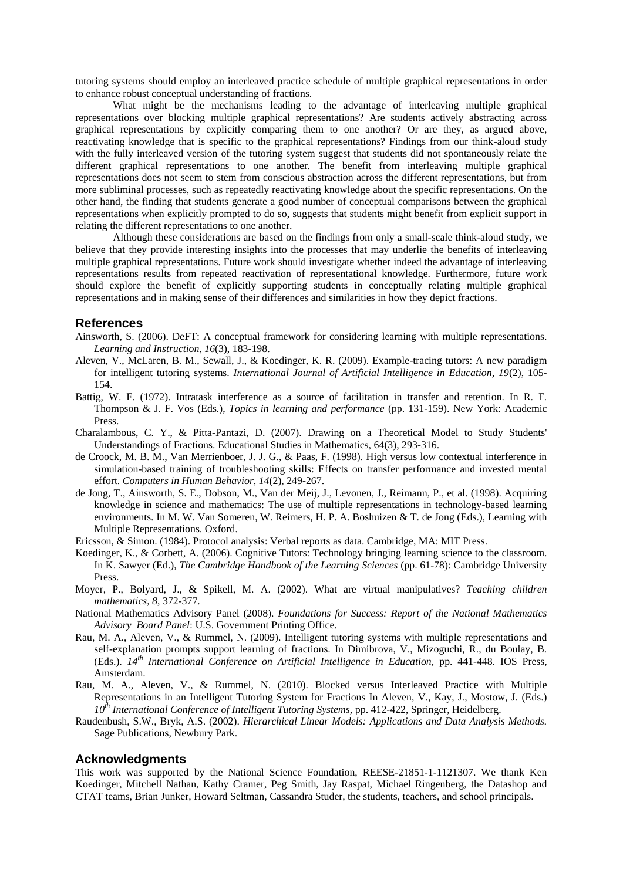tutoring systems should employ an interleaved practice schedule of multiple graphical representations in order to enhance robust conceptual understanding of fractions.

What might be the mechanisms leading to the advantage of interleaving multiple graphical representations over blocking multiple graphical representations? Are students actively abstracting across graphical representations by explicitly comparing them to one another? Or are they, as argued above, reactivating knowledge that is specific to the graphical representations? Findings from our think-aloud study with the fully interleaved version of the tutoring system suggest that students did not spontaneously relate the different graphical representations to one another. The benefit from interleaving multiple graphical representations does not seem to stem from conscious abstraction across the different representations, but from more subliminal processes, such as repeatedly reactivating knowledge about the specific representations. On the other hand, the finding that students generate a good number of conceptual comparisons between the graphical representations when explicitly prompted to do so, suggests that students might benefit from explicit support in relating the different representations to one another.

Although these considerations are based on the findings from only a small-scale think-aloud study, we believe that they provide interesting insights into the processes that may underlie the benefits of interleaving multiple graphical representations. Future work should investigate whether indeed the advantage of interleaving representations results from repeated reactivation of representational knowledge. Furthermore, future work should explore the benefit of explicitly supporting students in conceptually relating multiple graphical representations and in making sense of their differences and similarities in how they depict fractions.

## References

Ainsworth, S. (2006). DeFT: A conceptual framework for considering learning with multiple representations. *Learning and Instruction, 16*(3), 183-198.

Aleven, V., McLaren, B. M., Sewall, J., & Koedinger, K. R. (2009). Example-tracing tutors: A new paradigm for intelligent tutoring systems. *International Journal of Artificial Intelligence in Education, 19*(2), 105-154.

Battig, W. F. (1972). Intratask interference as a source of facilitation in transfer and retention. In R. F. Thompson & J. F. Vos (Eds.), *Topics in learning and performance* (pp. 131-159). New York: Academic Press.

Charalambous, C. Y., & Pitta-Pantazi, D. (2007). Drawing on a Theoretical Model to Study Students' Understandings of Fractions. Educational Studies in Mathematics, 64(3), 293-316.

de Croock, M. B. M., Van Merrienboer, J. J. G., & Paas, F. (1998). High versus low contextual interference in simulation-based training of troubleshooting skills: Effects on transfer performance and invested mental effort. *Computers in Human Behavior, 14*(2), 249-267.

de Jong, T., Ainsworth, S. E., Dobson, M., Van der Meij, J., Levonen, J., Reimann, P., et al. (1998). Acquiring knowledge in science and mathematics: The use of multiple representations in technology-based learning environments. In M. W. Van Someren, W. Reimers, H. P. A. Boshuizen & T. de Jong (Eds.), Learning with Multiple Representations. Oxford.

Ericsson, & Simon. (1984). Protocol analysis: Verbal reports as data. Cambridge, MA: MIT Press.

Koedinger, K., & Corbett, A. (2006). Cognitive Tutors: Technology bringing learning science to the classroom. In K. Sawyer (Ed.), *The Cambridge Handbook of the Learning Sciences* (pp. 61-78): Cambridge University Press.

Moyer, P., Bolyard, J., & Spikell, M. A. (2002). What are virtual manipulatives? *Teaching children mathematics, 8*, 372-377.

National Mathematics Advisory Panel (2008). *Foundations for Success: Report of the National Mathematics Advisory Board Panel*: U.S. Government Printing Office.

Rau, M. A., Aleven, V., & Rummel, N. (2009). Intelligent tutoring systems with multiple representations and self-explanation prompts support learning of fractions. In Dimibrova, V., Mizoguchi, R., du Boulay, B. (Eds.). *14th International Conference on Artificial Intelligence in Education,* pp. 441-448. IOS Press, Amsterdam.

Rau, M. A., Aleven, V., & Rummel, N. (2010). Blocked versus Interleaved Practice with Multiple Representations in an Intelligent Tutoring System for Fractions In Aleven, V., Kay, J., Mostow, J. (Eds.) *10th International Conference of Intelligent Tutoring Systems,* pp. 412-422, Springer, Heidelberg.

Raudenbush, S.W., Bryk, A.S. (2002). *Hierarchical Linear Models: Applications and Data Analysis Methods.* Sage Publications, Newbury Park.

## Acknowledgments

This work was supported by the National Science Foundation, REESE-21851-1-1121307. We thank Ken Koedinger, Mitchell Nathan, Kathy Cramer, Peg Smith, Jay Raspat, Michael Ringenberg, the Datashop and CTAT teams, Brian Junker, Howard Seltman, Cassandra Studer, the students, teachers, and school principals.